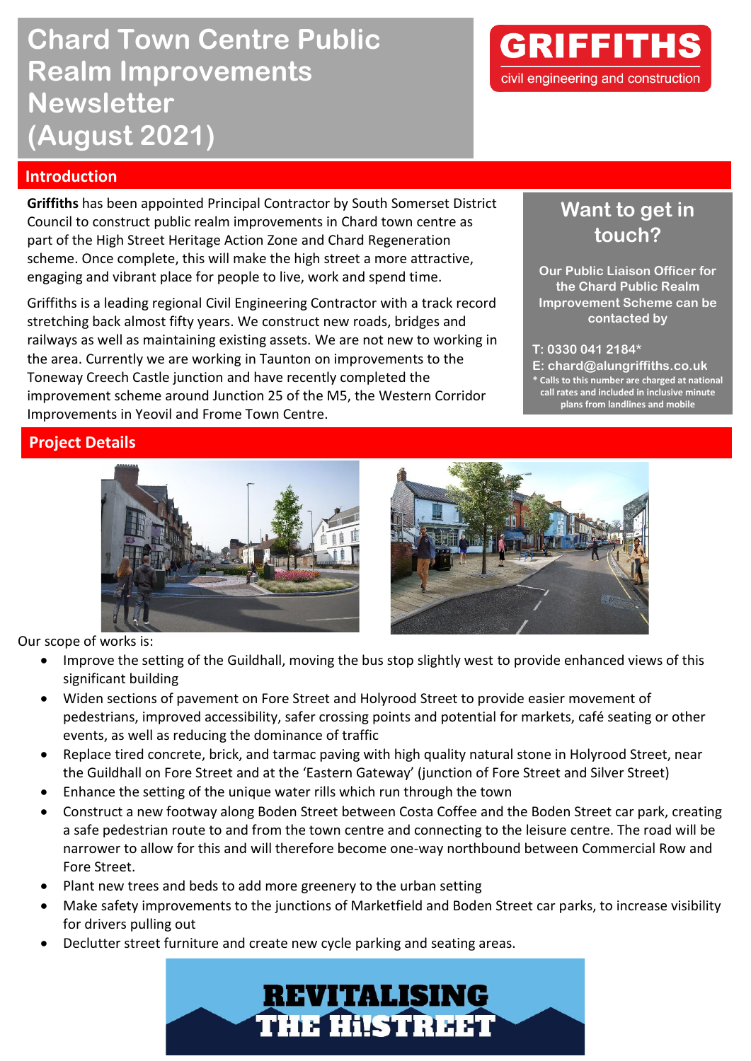# Chard Town Centre Public Realm Improvements Newsletter (August 2021)

GRIFFITHS
civil engineering and construction

## Introduction

**Griffiths** has been appointed Principal Contractor by South Somerset District Council to construct public realm improvements in Chard town centre as part of the High Street Heritage Action Zone and Chard Regeneration scheme. Once complete, this will make the high street a more attractive, engaging and vibrant place for people to live, work and spend time.

Griffiths is a leading regional Civil Engineering Contractor with a track record stretching back almost fifty years. We construct new roads, bridges and railways as well as maintaining existing assets. We are not new to working in the area. Currently we are working in Taunton on improvements to the Toneway Creech Castle junction and have recently completed the improvement scheme around Junction 25 of the M5, the Western Corridor Improvements in Yeovil and Frome Town Centre.

### Want to get in touch?

**Our Public Liaison Officer for the Chard Public Realm Improvement Scheme can be contacted by**

**T: 0330 041 2184***
**E: chard@alungriffiths.co.uk**
*** Calls to this number are charged at national call rates and included in inclusive minute plans from landlines and mobile**

## Project Details

Our scope of works is:

- Improve the setting of the Guildhall, moving the bus stop slightly west to provide enhanced views of this significant building
- Widen sections of pavement on Fore Street and Holyrood Street to provide easier movement of pedestrians, improved accessibility, safer crossing points and potential for markets, café seating or other events, as well as reducing the dominance of traffic
- Replace tired concrete, brick, and tarmac paving with high quality natural stone in Holyrood Street, near the Guildhall on Fore Street and at the 'Eastern Gateway' (junction of Fore Street and Silver Street)
- Enhance the setting of the unique water rills which run through the town
- Construct a new footway along Boden Street between Costa Coffee and the Boden Street car park, creating a safe pedestrian route to and from the town centre and connecting to the leisure centre. The road will be narrower to allow for this and will therefore become one-way northbound between Commercial Row and Fore Street.
- Plant new trees and beds to add more greenery to the urban setting
- Make safety improvements to the junctions of Marketfield and Boden Street car parks, to increase visibility for drivers pulling out
- Declutter street furniture and create new cycle parking and seating areas.

REVITALISING THE HI!STREET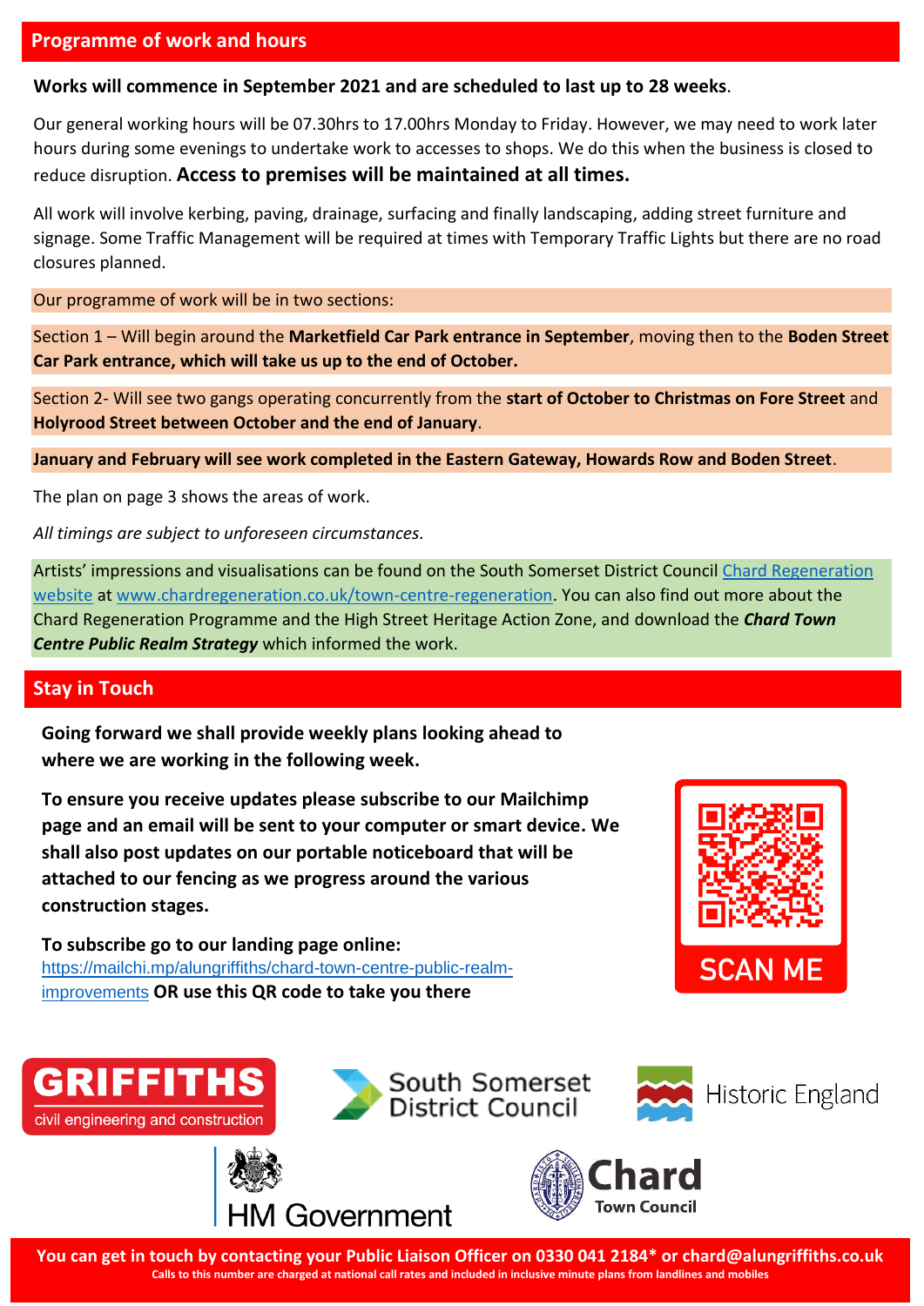## Programme of work and hours

**Works will commence in September 2021 and are scheduled to last up to 28 weeks**.

Our general working hours will be 07.30hrs to 17.00hrs Monday to Friday. However, we may need to work later hours during some evenings to undertake work to accesses to shops. We do this when the business is closed to reduce disruption. **Access to premises will be maintained at all times.**

All work will involve kerbing, paving, drainage, surfacing and finally landscaping, adding street furniture and signage. Some Traffic Management will be required at times with Temporary Traffic Lights but there are no road closures planned.

Our programme of work will be in two sections:

Section 1 – Will begin around the **Marketfield Car Park entrance in September**, moving then to the **Boden Street Car Park entrance, which will take us up to the end of October.**

Section 2- Will see two gangs operating concurrently from the **start of October to Christmas on Fore Street** and **Holyrood Street between October and the end of January**.

**January and February will see work completed in the Eastern Gateway, Howards Row and Boden Street**.

The plan on page 3 shows the areas of work.

*All timings are subject to unforeseen circumstances.*

Artists' impressions and visualisations can be found on the South Somerset District Council Chard Regeneration website at www.chardregeneration.co.uk/town-centre-regeneration. You can also find out more about the Chard Regeneration Programme and the High Street Heritage Action Zone, and download the ***Chard Town Centre Public Realm Strategy*** which informed the work.

## Stay in Touch

**Going forward we shall provide weekly plans looking ahead to where we are working in the following week.**

**To ensure you receive updates please subscribe to our Mailchimp page and an email will be sent to your computer or smart device. We shall also post updates on our portable noticeboard that will be attached to our fencing as we progress around the various construction stages.**

**To subscribe go to our landing page online:**
https://mailchi.mp/alungriffiths/chard-town-centre-public-realm-improvements **OR use this QR code to take you there**

SCAN ME

GRIFFITHS civil engineering and construction

South Somerset District Council

Historic England

HM Government

Chard Town Council

**You can get in touch by contacting your Public Liaison Officer on 0330 041 2184* or chard@alungriffiths.co.uk**

**Calls to this number are charged at national call rates and included in inclusive minute plans from landlines and mobiles**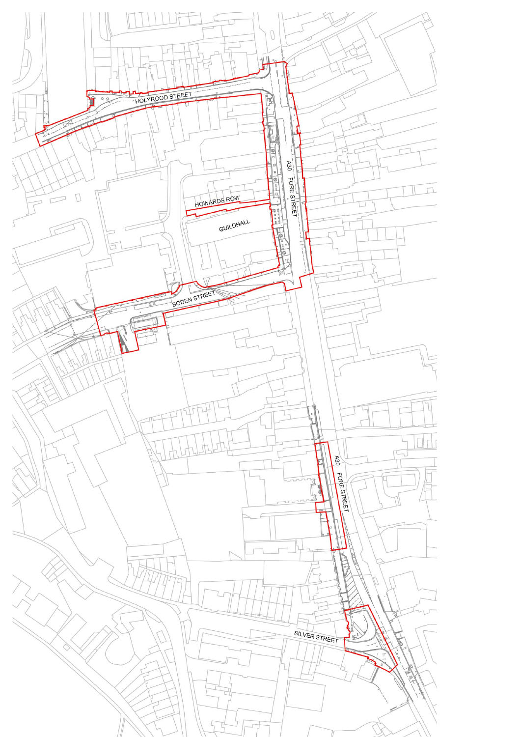HOLYROOD STREET

A30 FORE STREET

HOWARDS ROW

GUILDHALL

BODEN STREET

A30 FORE STREET

SILVER STREET